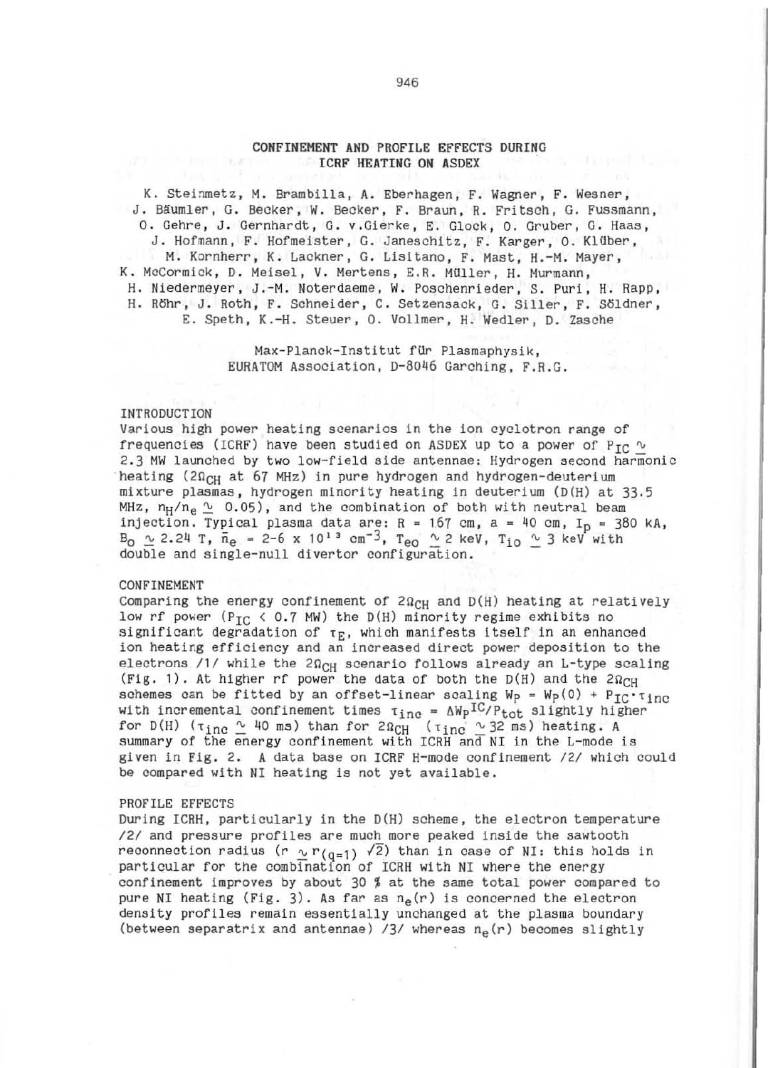# CONFINEMENT AND PROFILE EFFECTS DURING ICRF HEATING ON ASDEX

K. Steinmetz, M. Brambilla, A. Eberhagen, F. Wagner, F. Wesner, J. Bäumler, G. Becker, W. Becker, F. Braun, R. Fritsch, G. Fussmann, O. Gehre, J. Gernhardt, G. v.Gierke, E. Glock, O. Gruber, G. Haas, J. Hofmann, F. Hofmeister, G. Janeschitz, F. Karger, O. Klüber, M. Kornherr, K. Lackner, G. Lisitano, F. Mast, H.-M. Mayer, K. McCormick, D. Meisel, V. Mertens, E.R. Müller, H. Murmann, H. Niedermeyer, J.-M. Noterdaeme, W. Poschenrieder, S. Puri, H. Rapp, H. Röhr, J. Roth, F. Schneider, C. Setzensack, G. Siller, F. Söldner, E. Speth, K.-H. Steuer, O. Vollmer, H. Wedler, D. Zasche

Max-Planck-Institut für Plasmaphysik, EURATOM Association, D-8046 Garching, F.R.G.

## INTRODUCTION

Various high power heating scenarios in the ion cyclotron range of frequencies (ICRF) have been studied on ASDEX up to a power of $P_{IC} \sim 2.3$ MW launched by two low-field side antennae: Hydrogen second harmonic heating ($2\Omega_{CH}$ at 67 MHz) in pure hydrogen and hydrogen-deuterium mixture plasmas, hydrogen minority heating in deuterium (D(H) at 33.5 MHz, $n_H/n_e \sim 0.05$), and the combination of both with neutral beam injection. Typical plasma data are: $R = 167$ cm, $a = 40$ cm, $I_p = 380$ kA, $B_0 \sim 2.24$ T, $\bar{n}_e = 2\text{-}6 \times 10^{13}$ cm$^{-3}$, $T_{eo} \sim 2$ keV, $T_{io} \sim 3$ keV with double and single-null divertor configuration.

## CONFINEMENT

Comparing the energy confinement of $2\Omega_{CH}$ and D(H) heating at relatively low rf power ($P_{IC} < 0.7$ MW) the D(H) minority regime exhibits no significant degradation of $\tau_E$, which manifests itself in an enhanced ion heating efficiency and an increased direct power deposition to the electrons /1/ while the $2\Omega_{CH}$ scenario follows already an L-type scaling (Fig. 1). At higher rf power the data of both the D(H) and the $2\Omega_{CH}$ schemes can be fitted by an offset-linear scaling $W_P = W_P(0) + P_{IC} \cdot \tau_{inc}$ with incremental confinement times $\tau_{inc} = \Delta W_P^{IC}/P_{tot}$ slightly higher for D(H) ($\tau_{inc} \sim 40$ ms) than for $2\Omega_{CH}$ ($\tau_{inc} \sim 32$ ms) heating. A summary of the energy confinement with ICRH and NI in the L-mode is given in Fig. 2. A data base on ICRF H-mode confinement /2/ which could be compared with NI heating is not yet available.

## PROFILE EFFECTS

During ICRH, particularly in the D(H) scheme, the electron temperature /2/ and pressure profiles are much more peaked inside the sawtooth reconnection radius ($r \sim r_{(q=1)} \sqrt{2}$) than in case of NI: this holds in particular for the combination of ICRH with NI where the energy confinement improves by about 30 % at the same total power compared to pure NI heating (Fig. 3). As far as $n_e(r)$ is concerned the electron density profiles remain essentially unchanged at the plasma boundary (between separatrix and antennae) /3/ whereas $n_e(r)$ becomes slightly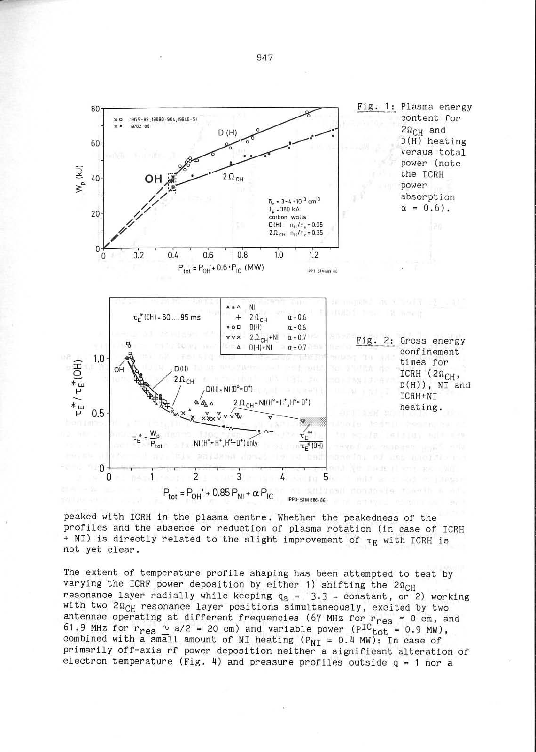Fig. 1: Plasma energy content for $2\Omega_{CH}$ and D(H) heating versus total power (note the ICRH power absorption $\alpha = 0.6$).

Fig. 2: Gross energy confinement times for ICRH ($2\Omega_{CH}$, D(H)), NI and ICRH+NI heating.

peaked with ICRH in the plasma centre. Whether the peakedness of the profiles and the absence or reduction of plasma rotation (in case of ICRH + NI) is directly related to the slight improvement of $\tau_E$ with ICRH is not yet clear.

The extent of temperature profile shaping has been attempted to test by varying the ICRF power deposition by either 1) shifting the $2\Omega_{CH}$ resonance layer radially while keeping $q_a = 3.3$ = constant, or 2) working with two $2\Omega_{CH}$ resonance layer positions simultaneously, excited by two antennae operating at different frequencies (67 MHz for $r_{res} \approx 0$ cm, and 61.9 MHz for $r_{res} \sim a/2 = 20$ cm) and variable power ($P^{IC}_{tot} = 0.9$ MW), combined with a small amount of NI heating ($P_{NI} = 0.4$ MW): In case of primarily off-axis rf power deposition neither a significant alteration of electron temperature (Fig. 4) and pressure profiles outside q = 1 nor a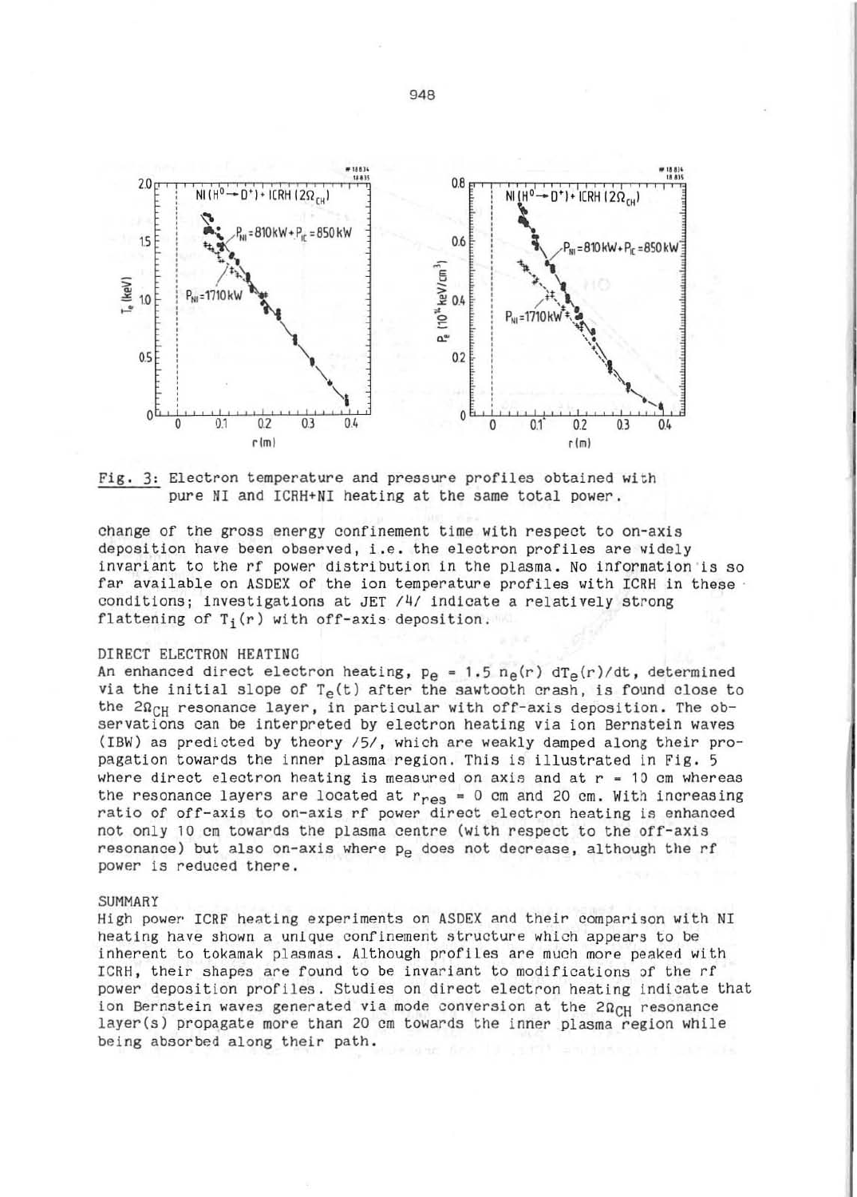Fig. 3: Electron temperature and pressure profiles obtained with pure NI and ICRH+NI heating at the same total power.

change of the gross energy confinement time with respect to on-axis deposition have been observed, i.e. the electron profiles are widely invariant to the rf power distribution in the plasma. No information is so far available on ASDEX of the ion temperature profiles with ICRH in these conditions; investigations at JET /4/ indicate a relatively strong flattening of $T_i(r)$ with off-axis deposition.

## DIRECT ELECTRON HEATING

An enhanced direct electron heating, $p_e = 1.5\, n_e(r)\, dT_e(r)/dt$, determined via the initial slope of $T_e(t)$ after the sawtooth crash, is found close to the $2\Omega_{CH}$ resonance layer, in particular with off-axis deposition. The observations can be interpreted by electron heating via ion Bernstein waves (IBW) as predicted by theory /5/, which are weakly damped along their propagation towards the inner plasma region. This is illustrated in Fig. 5 where direct electron heating is measured on axis and at r = 10 cm whereas the resonance layers are located at $r_{res}$ = 0 cm and 20 cm. With increasing ratio of off-axis to on-axis rf power direct electron heating is enhanced not only 10 cm towards the plasma centre (with respect to the off-axis resonance) but also on-axis where $p_e$ does not decrease, although the rf power is reduced there.

## SUMMARY

High power ICRF heating experiments on ASDEX and their comparison with NI heating have shown a unique confinement structure which appears to be inherent to tokamak plasmas. Although profiles are much more peaked with ICRH, their shapes are found to be invariant to modifications of the rf power deposition profiles. Studies on direct electron heating indicate that ion Bernstein waves generated via mode conversion at the $2\Omega_{CH}$ resonance layer(s) propagate more than 20 cm towards the inner plasma region while being absorbed along their path.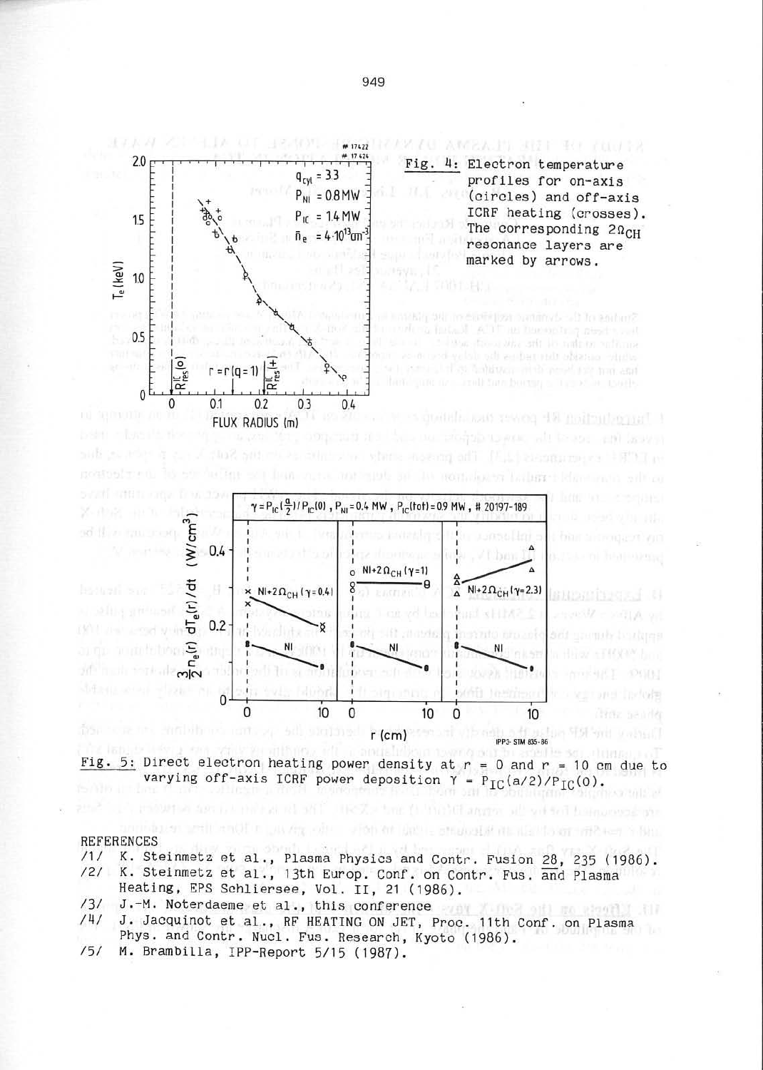# 17422
# 17424

2.0

$q_{cyl} = 3.3$

$P_{NI} = 0.8\,MW$

$P_{IC} = 1.4\,MW$

$\bar{n}_e = 4 \cdot 10^{13}\,cm^{-3}$

1.5

1.0

0.5

0

$T_e$ (keV)

$R_{res}^{IC}(o)$

$r = r(q=1)$

$R_{res}^{IC}(+)$

0 0.1 0.2 0.3 0.4

FLUX RADIUS (m)

Fig. 4: Electron temperature profiles for on-axis (circles) and off-axis ICRF heating (crosses). The corresponding $2\Omega_{CH}$ resonance layers are marked by arrows.

$\gamma = P_{IC}(\frac{a}{2})/P_{IC}(0)$, $P_{NI} = 0.4\,MW$, $P_{IC}(tot) = 0.9\,MW$, # 20197-189

$\frac{3}{2} n_e(r)\, dT_e(r)/dt$ (W/cm³)

0.4

0.2

0

NI+$2\Omega_{CH}$ ($\gamma$=0.4)

NI+$2\Omega_{CH}$ ($\gamma$=1)

NI+$2\Omega_{CH}$ ($\gamma$=2.3)

NI NI NI

0 10 0 10 0 10

r (cm)

IPP3-STM 835-86

Fig. 5: Direct electron heating power density at r = 0 and r = 10 cm due to varying off-axis ICRF power deposition $\gamma = P_{IC}(a/2)/P_{IC}(0)$.

REFERENCES

/1/ K. Steinmetz et al., Plasma Physics and Contr. Fusion 28, 235 (1986).

/2/ K. Steinmetz et al., 13th Europ. Conf. on Contr. Fus. and Plasma Heating, EPS Schliersee, Vol. II, 21 (1986).

/3/ J.-M. Noterdaeme et al., this conference

/4/ J. Jacquinot et al., RF HEATING ON JET, Proc. 11th Conf. on Plasma Phys. and Contr. Nucl. Fus. Research, Kyoto (1986).

/5/ M. Brambilla, IPP-Report 5/15 (1987).